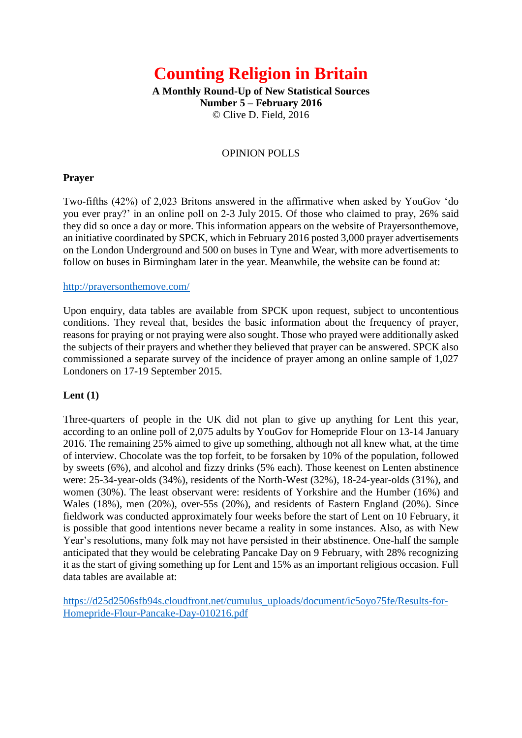# Counting Religion in Britain

**A Monthly Round-Up of New Statistical Sources**
**Number 5 – February 2016**
© Clive D. Field, 2016

OPINION POLLS

**Prayer**

Two-fifths (42%) of 2,023 Britons answered in the affirmative when asked by YouGov 'do you ever pray?' in an online poll on 2-3 July 2015. Of those who claimed to pray, 26% said they did so once a day or more. This information appears on the website of Prayersonthemove, an initiative coordinated by SPCK, which in February 2016 posted 3,000 prayer advertisements on the London Underground and 500 on buses in Tyne and Wear, with more advertisements to follow on buses in Birmingham later in the year. Meanwhile, the website can be found at:

http://prayersonthemove.com/

Upon enquiry, data tables are available from SPCK upon request, subject to uncontentious conditions. They reveal that, besides the basic information about the frequency of prayer, reasons for praying or not praying were also sought. Those who prayed were additionally asked the subjects of their prayers and whether they believed that prayer can be answered. SPCK also commissioned a separate survey of the incidence of prayer among an online sample of 1,027 Londoners on 17-19 September 2015.

**Lent (1)**

Three-quarters of people in the UK did not plan to give up anything for Lent this year, according to an online poll of 2,075 adults by YouGov for Homepride Flour on 13-14 January 2016. The remaining 25% aimed to give up something, although not all knew what, at the time of interview. Chocolate was the top forfeit, to be forsaken by 10% of the population, followed by sweets (6%), and alcohol and fizzy drinks (5% each). Those keenest on Lenten abstinence were: 25-34-year-olds (34%), residents of the North-West (32%), 18-24-year-olds (31%), and women (30%). The least observant were: residents of Yorkshire and the Humber (16%) and Wales (18%), men (20%), over-55s (20%), and residents of Eastern England (20%). Since fieldwork was conducted approximately four weeks before the start of Lent on 10 February, it is possible that good intentions never became a reality in some instances. Also, as with New Year's resolutions, many folk may not have persisted in their abstinence. One-half the sample anticipated that they would be celebrating Pancake Day on 9 February, with 28% recognizing it as the start of giving something up for Lent and 15% as an important religious occasion. Full data tables are available at:

https://d25d2506sfb94s.cloudfront.net/cumulus_uploads/document/ic5oyo75fe/Results-for-Homepride-Flour-Pancake-Day-010216.pdf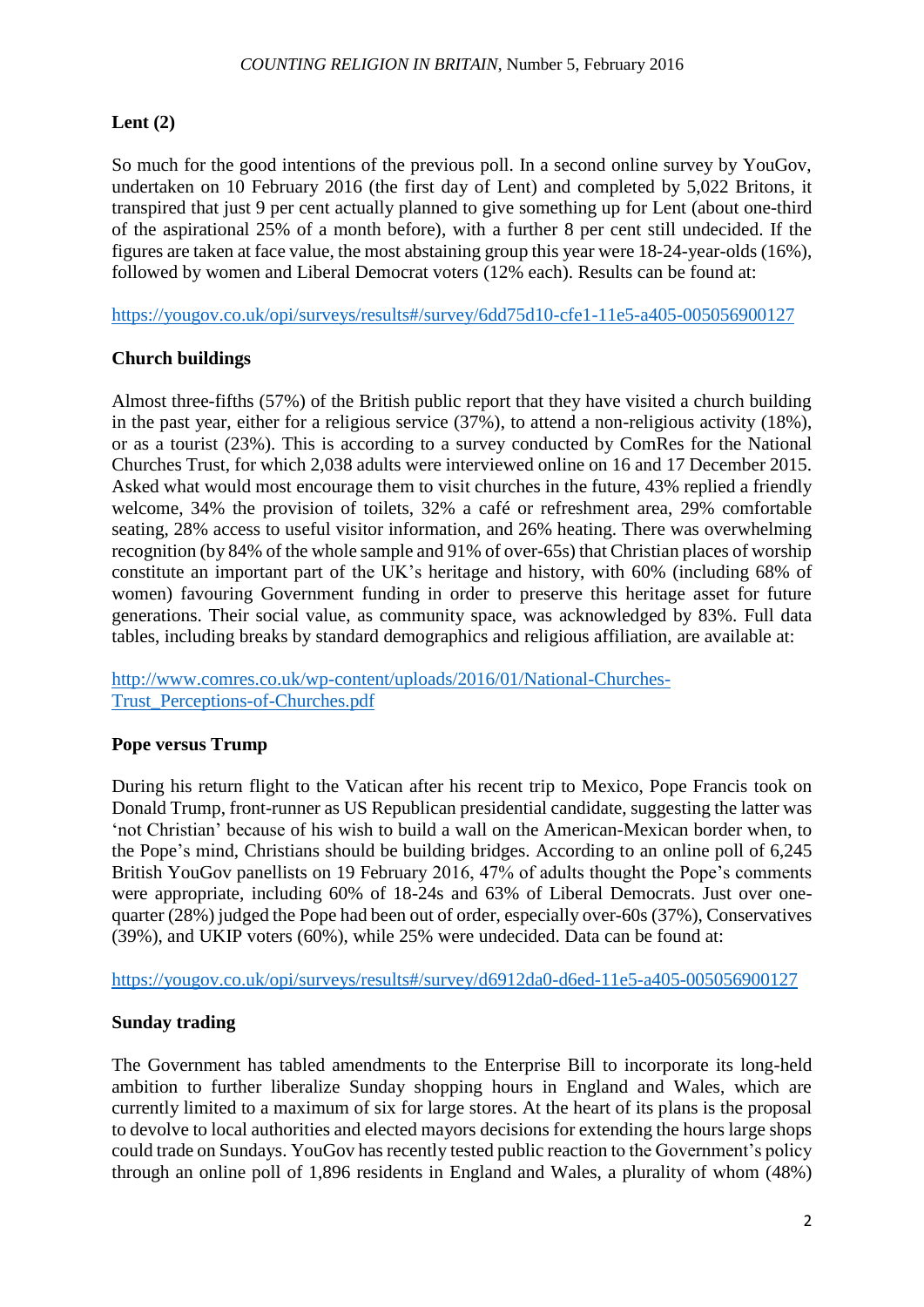**Lent (2)**

So much for the good intentions of the previous poll. In a second online survey by YouGov, undertaken on 10 February 2016 (the first day of Lent) and completed by 5,022 Britons, it transpired that just 9 per cent actually planned to give something up for Lent (about one-third of the aspirational 25% of a month before), with a further 8 per cent still undecided. If the figures are taken at face value, the most abstaining group this year were 18-24-year-olds (16%), followed by women and Liberal Democrat voters (12% each). Results can be found at:

https://yougov.co.uk/opi/surveys/results#/survey/6dd75d10-cfe1-11e5-a405-005056900127

**Church buildings**

Almost three-fifths (57%) of the British public report that they have visited a church building in the past year, either for a religious service (37%), to attend a non-religious activity (18%), or as a tourist (23%). This is according to a survey conducted by ComRes for the National Churches Trust, for which 2,038 adults were interviewed online on 16 and 17 December 2015. Asked what would most encourage them to visit churches in the future, 43% replied a friendly welcome, 34% the provision of toilets, 32% a café or refreshment area, 29% comfortable seating, 28% access to useful visitor information, and 26% heating. There was overwhelming recognition (by 84% of the whole sample and 91% of over-65s) that Christian places of worship constitute an important part of the UK's heritage and history, with 60% (including 68% of women) favouring Government funding in order to preserve this heritage asset for future generations. Their social value, as community space, was acknowledged by 83%. Full data tables, including breaks by standard demographics and religious affiliation, are available at:

http://www.comres.co.uk/wp-content/uploads/2016/01/National-Churches-Trust_Perceptions-of-Churches.pdf

**Pope versus Trump**

During his return flight to the Vatican after his recent trip to Mexico, Pope Francis took on Donald Trump, front-runner as US Republican presidential candidate, suggesting the latter was 'not Christian' because of his wish to build a wall on the American-Mexican border when, to the Pope's mind, Christians should be building bridges. According to an online poll of 6,245 British YouGov panellists on 19 February 2016, 47% of adults thought the Pope's comments were appropriate, including 60% of 18-24s and 63% of Liberal Democrats. Just over one-quarter (28%) judged the Pope had been out of order, especially over-60s (37%), Conservatives (39%), and UKIP voters (60%), while 25% were undecided. Data can be found at:

https://yougov.co.uk/opi/surveys/results#/survey/d6912da0-d6ed-11e5-a405-005056900127

**Sunday trading**

The Government has tabled amendments to the Enterprise Bill to incorporate its long-held ambition to further liberalize Sunday shopping hours in England and Wales, which are currently limited to a maximum of six for large stores. At the heart of its plans is the proposal to devolve to local authorities and elected mayors decisions for extending the hours large shops could trade on Sundays. YouGov has recently tested public reaction to the Government's policy through an online poll of 1,896 residents in England and Wales, a plurality of whom (48%)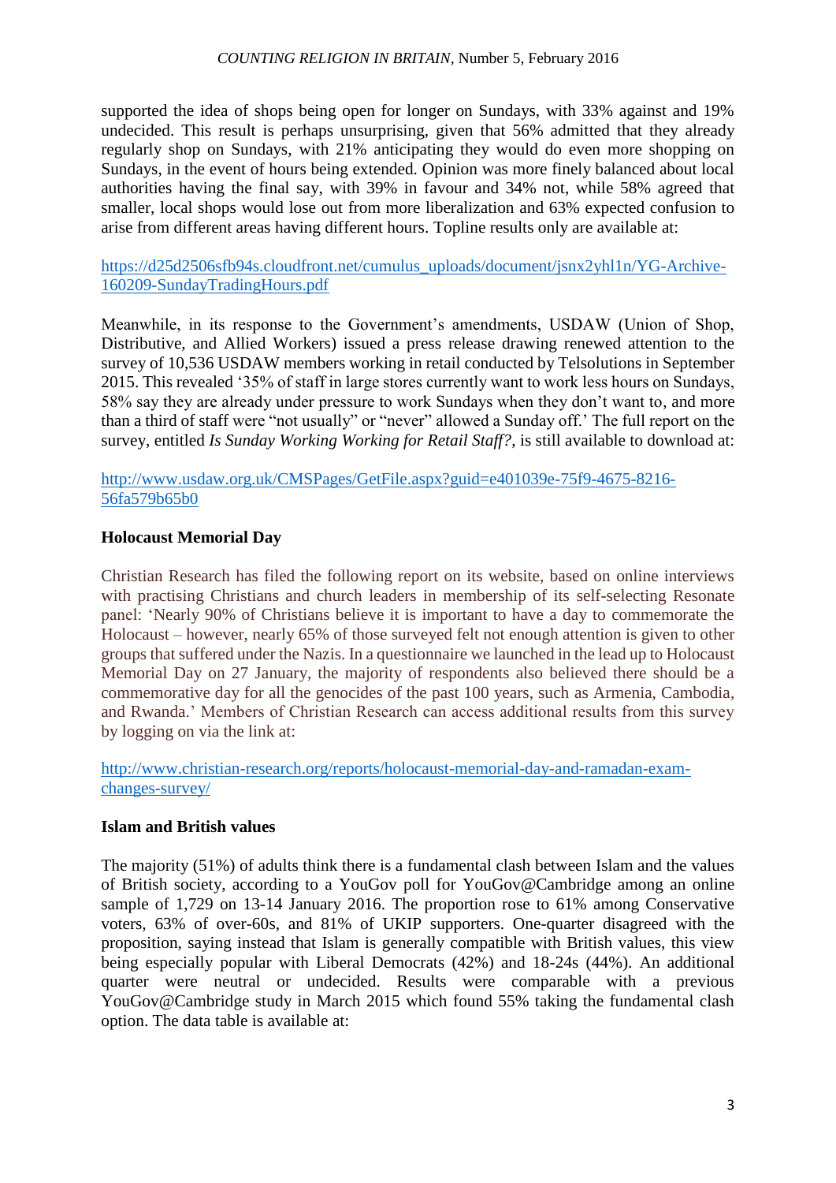supported the idea of shops being open for longer on Sundays, with 33% against and 19% undecided. This result is perhaps unsurprising, given that 56% admitted that they already regularly shop on Sundays, with 21% anticipating they would do even more shopping on Sundays, in the event of hours being extended. Opinion was more finely balanced about local authorities having the final say, with 39% in favour and 34% not, while 58% agreed that smaller, local shops would lose out from more liberalization and 63% expected confusion to arise from different areas having different hours. Topline results only are available at:

[https://d25d2506sfb94s.cloudfront.net/cumulus_uploads/document/jsnx2yhl1n/YG-Archive-160209-SundayTradingHours.pdf](https://d25d2506sfb94s.cloudfront.net/cumulus_uploads/document/jsnx2yhl1n/YG-Archive-160209-SundayTradingHours.pdf)

Meanwhile, in its response to the Government's amendments, USDAW (Union of Shop, Distributive, and Allied Workers) issued a press release drawing renewed attention to the survey of 10,536 USDAW members working in retail conducted by Telsolutions in September 2015. This revealed '35% of staff in large stores currently want to work less hours on Sundays, 58% say they are already under pressure to work Sundays when they don't want to, and more than a third of staff were "not usually" or "never" allowed a Sunday off.' The full report on the survey, entitled *Is Sunday Working Working for Retail Staff?*, is still available to download at:

[http://www.usdaw.org.uk/CMSPages/GetFile.aspx?guid=e401039e-75f9-4675-8216-56fa579b65b0](http://www.usdaw.org.uk/CMSPages/GetFile.aspx?guid=e401039e-75f9-4675-8216-56fa579b65b0)

### Holocaust Memorial Day

Christian Research has filed the following report on its website, based on online interviews with practising Christians and church leaders in membership of its self-selecting Resonate panel: 'Nearly 90% of Christians believe it is important to have a day to commemorate the Holocaust – however, nearly 65% of those surveyed felt not enough attention is given to other groups that suffered under the Nazis. In a questionnaire we launched in the lead up to Holocaust Memorial Day on 27 January, the majority of respondents also believed there should be a commemorative day for all the genocides of the past 100 years, such as Armenia, Cambodia, and Rwanda.' Members of Christian Research can access additional results from this survey by logging on via the link at:

[http://www.christian-research.org/reports/holocaust-memorial-day-and-ramadan-exam-changes-survey/](http://www.christian-research.org/reports/holocaust-memorial-day-and-ramadan-exam-changes-survey/)

### Islam and British values

The majority (51%) of adults think there is a fundamental clash between Islam and the values of British society, according to a YouGov poll for YouGov@Cambridge among an online sample of 1,729 on 13-14 January 2016. The proportion rose to 61% among Conservative voters, 63% of over-60s, and 81% of UKIP supporters. One-quarter disagreed with the proposition, saying instead that Islam is generally compatible with British values, this view being especially popular with Liberal Democrats (42%) and 18-24s (44%). An additional quarter were neutral or undecided. Results were comparable with a previous YouGov@Cambridge study in March 2015 which found 55% taking the fundamental clash option. The data table is available at: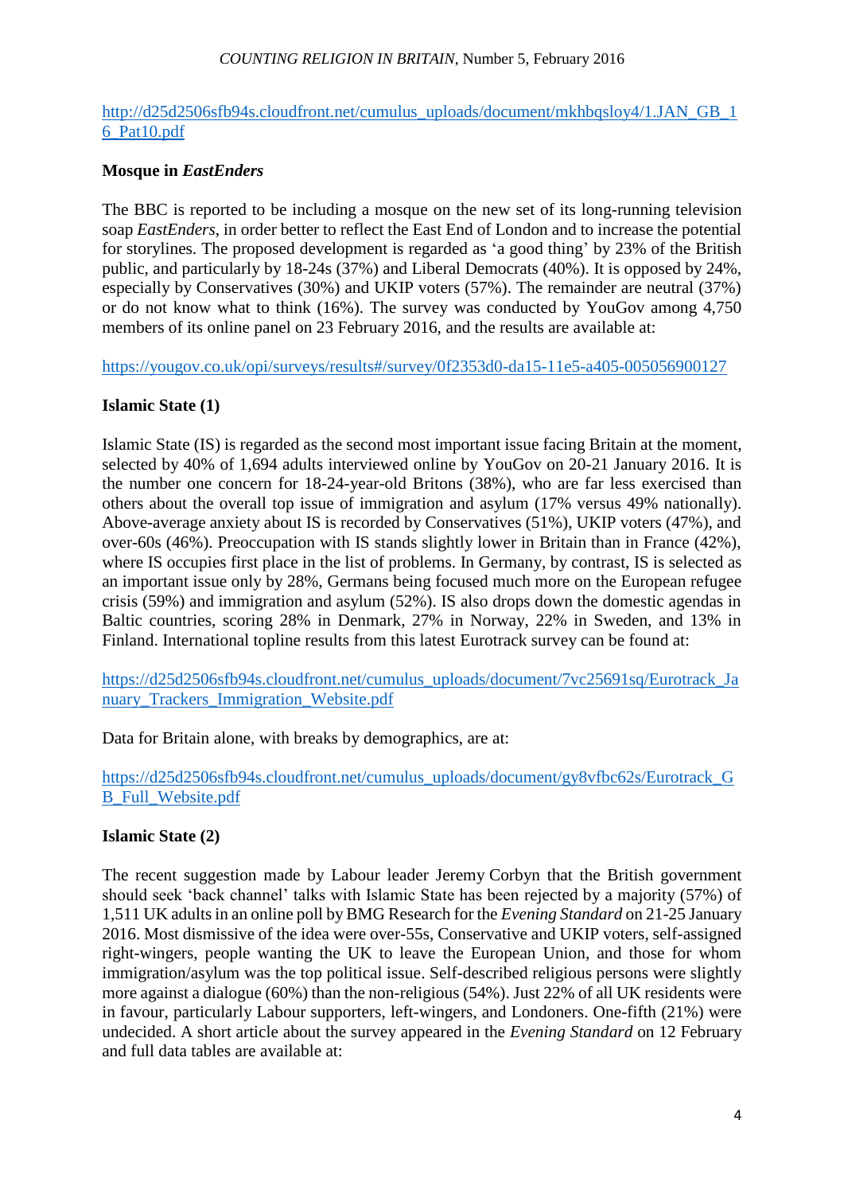http://d25d2506sfb94s.cloudfront.net/cumulus_uploads/document/mkhbqsloy4/1.JAN_GB_16_Pat10.pdf

**Mosque in *EastEnders***

The BBC is reported to be including a mosque on the new set of its long-running television soap *EastEnders*, in order better to reflect the East End of London and to increase the potential for storylines. The proposed development is regarded as 'a good thing' by 23% of the British public, and particularly by 18-24s (37%) and Liberal Democrats (40%). It is opposed by 24%, especially by Conservatives (30%) and UKIP voters (57%). The remainder are neutral (37%) or do not know what to think (16%). The survey was conducted by YouGov among 4,750 members of its online panel on 23 February 2016, and the results are available at:

https://yougov.co.uk/opi/surveys/results#/survey/0f2353d0-da15-11e5-a405-005056900127

**Islamic State (1)**

Islamic State (IS) is regarded as the second most important issue facing Britain at the moment, selected by 40% of 1,694 adults interviewed online by YouGov on 20-21 January 2016. It is the number one concern for 18-24-year-old Britons (38%), who are far less exercised than others about the overall top issue of immigration and asylum (17% versus 49% nationally). Above-average anxiety about IS is recorded by Conservatives (51%), UKIP voters (47%), and over-60s (46%). Preoccupation with IS stands slightly lower in Britain than in France (42%), where IS occupies first place in the list of problems. In Germany, by contrast, IS is selected as an important issue only by 28%, Germans being focused much more on the European refugee crisis (59%) and immigration and asylum (52%). IS also drops down the domestic agendas in Baltic countries, scoring 28% in Denmark, 27% in Norway, 22% in Sweden, and 13% in Finland. International topline results from this latest Eurotrack survey can be found at:

https://d25d2506sfb94s.cloudfront.net/cumulus_uploads/document/7vc25691sq/Eurotrack_January_Trackers_Immigration_Website.pdf

Data for Britain alone, with breaks by demographics, are at:

https://d25d2506sfb94s.cloudfront.net/cumulus_uploads/document/gy8vfbc62s/Eurotrack_GB_Full_Website.pdf

**Islamic State (2)**

The recent suggestion made by Labour leader Jeremy Corbyn that the British government should seek 'back channel' talks with Islamic State has been rejected by a majority (57%) of 1,511 UK adults in an online poll by BMG Research for the *Evening Standard* on 21-25 January 2016. Most dismissive of the idea were over-55s, Conservative and UKIP voters, self-assigned right-wingers, people wanting the UK to leave the European Union, and those for whom immigration/asylum was the top political issue. Self-described religious persons were slightly more against a dialogue (60%) than the non-religious (54%). Just 22% of all UK residents were in favour, particularly Labour supporters, left-wingers, and Londoners. One-fifth (21%) were undecided. A short article about the survey appeared in the *Evening Standard* on 12 February and full data tables are available at: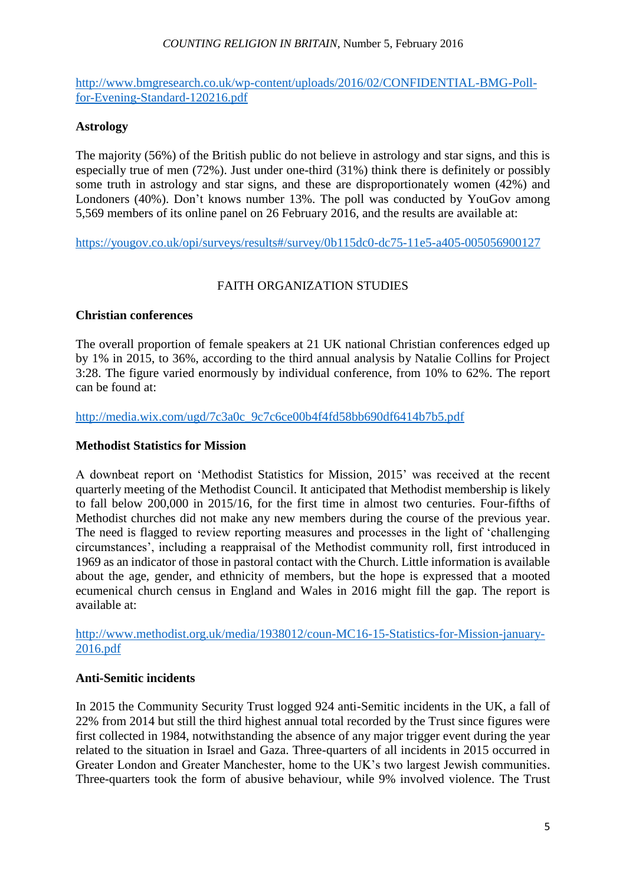http://www.bmgresearch.co.uk/wp-content/uploads/2016/02/CONFIDENTIAL-BMG-Poll-for-Evening-Standard-120216.pdf

**Astrology**

The majority (56%) of the British public do not believe in astrology and star signs, and this is especially true of men (72%). Just under one-third (31%) think there is definitely or possibly some truth in astrology and star signs, and these are disproportionately women (42%) and Londoners (40%). Don't knows number 13%. The poll was conducted by YouGov among 5,569 members of its online panel on 26 February 2016, and the results are available at:

https://yougov.co.uk/opi/surveys/results#/survey/0b115dc0-dc75-11e5-a405-005056900127

## FAITH ORGANIZATION STUDIES

**Christian conferences**

The overall proportion of female speakers at 21 UK national Christian conferences edged up by 1% in 2015, to 36%, according to the third annual analysis by Natalie Collins for Project 3:28. The figure varied enormously by individual conference, from 10% to 62%. The report can be found at:

http://media.wix.com/ugd/7c3a0c_9c7c6ce00b4f4fd58bb690df6414b7b5.pdf

**Methodist Statistics for Mission**

A downbeat report on 'Methodist Statistics for Mission, 2015' was received at the recent quarterly meeting of the Methodist Council. It anticipated that Methodist membership is likely to fall below 200,000 in 2015/16, for the first time in almost two centuries. Four-fifths of Methodist churches did not make any new members during the course of the previous year. The need is flagged to review reporting measures and processes in the light of 'challenging circumstances', including a reappraisal of the Methodist community roll, first introduced in 1969 as an indicator of those in pastoral contact with the Church. Little information is available about the age, gender, and ethnicity of members, but the hope is expressed that a mooted ecumenical church census in England and Wales in 2016 might fill the gap. The report is available at:

http://www.methodist.org.uk/media/1938012/coun-MC16-15-Statistics-for-Mission-january-2016.pdf

**Anti-Semitic incidents**

In 2015 the Community Security Trust logged 924 anti-Semitic incidents in the UK, a fall of 22% from 2014 but still the third highest annual total recorded by the Trust since figures were first collected in 1984, notwithstanding the absence of any major trigger event during the year related to the situation in Israel and Gaza. Three-quarters of all incidents in 2015 occurred in Greater London and Greater Manchester, home to the UK's two largest Jewish communities. Three-quarters took the form of abusive behaviour, while 9% involved violence. The Trust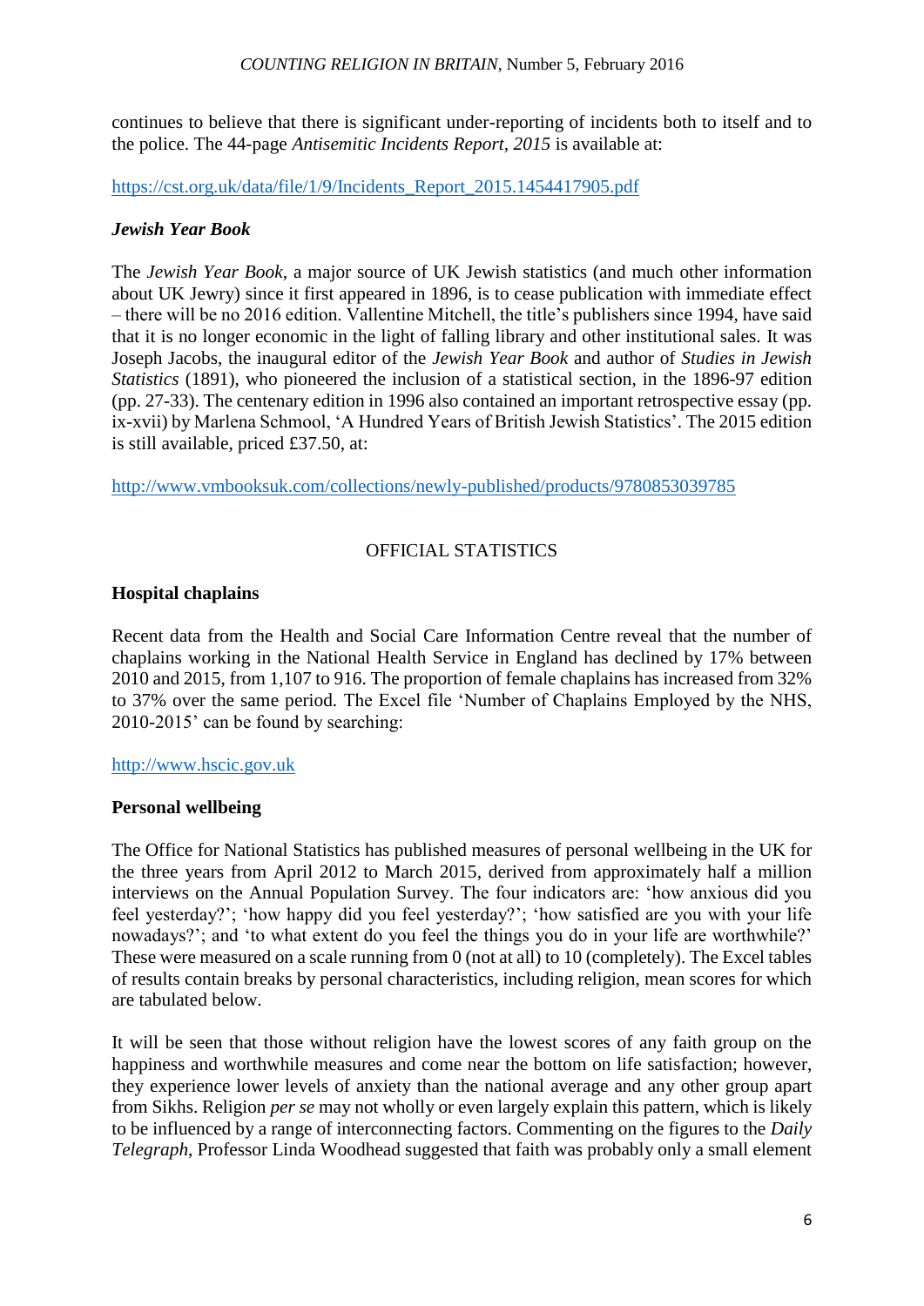continues to believe that there is significant under-reporting of incidents both to itself and to the police. The 44-page *Antisemitic Incidents Report, 2015* is available at:

https://cst.org.uk/data/file/1/9/Incidents_Report_2015.1454417905.pdf

***Jewish Year Book***

The *Jewish Year Book*, a major source of UK Jewish statistics (and much other information about UK Jewry) since it first appeared in 1896, is to cease publication with immediate effect – there will be no 2016 edition. Vallentine Mitchell, the title's publishers since 1994, have said that it is no longer economic in the light of falling library and other institutional sales. It was Joseph Jacobs, the inaugural editor of the *Jewish Year Book* and author of *Studies in Jewish Statistics* (1891), who pioneered the inclusion of a statistical section, in the 1896-97 edition (pp. 27-33). The centenary edition in 1996 also contained an important retrospective essay (pp. ix-xvii) by Marlena Schmool, 'A Hundred Years of British Jewish Statistics'. The 2015 edition is still available, priced £37.50, at:

http://www.vmbooksuk.com/collections/newly-published/products/9780853039785

## OFFICIAL STATISTICS

**Hospital chaplains**

Recent data from the Health and Social Care Information Centre reveal that the number of chaplains working in the National Health Service in England has declined by 17% between 2010 and 2015, from 1,107 to 916. The proportion of female chaplains has increased from 32% to 37% over the same period. The Excel file 'Number of Chaplains Employed by the NHS, 2010-2015' can be found by searching:

http://www.hscic.gov.uk

**Personal wellbeing**

The Office for National Statistics has published measures of personal wellbeing in the UK for the three years from April 2012 to March 2015, derived from approximately half a million interviews on the Annual Population Survey. The four indicators are: 'how anxious did you feel yesterday?'; 'how happy did you feel yesterday?'; 'how satisfied are you with your life nowadays?'; and 'to what extent do you feel the things you do in your life are worthwhile?' These were measured on a scale running from 0 (not at all) to 10 (completely). The Excel tables of results contain breaks by personal characteristics, including religion, mean scores for which are tabulated below.

It will be seen that those without religion have the lowest scores of any faith group on the happiness and worthwhile measures and come near the bottom on life satisfaction; however, they experience lower levels of anxiety than the national average and any other group apart from Sikhs. Religion *per se* may not wholly or even largely explain this pattern, which is likely to be influenced by a range of interconnecting factors. Commenting on the figures to the *Daily Telegraph*, Professor Linda Woodhead suggested that faith was probably only a small element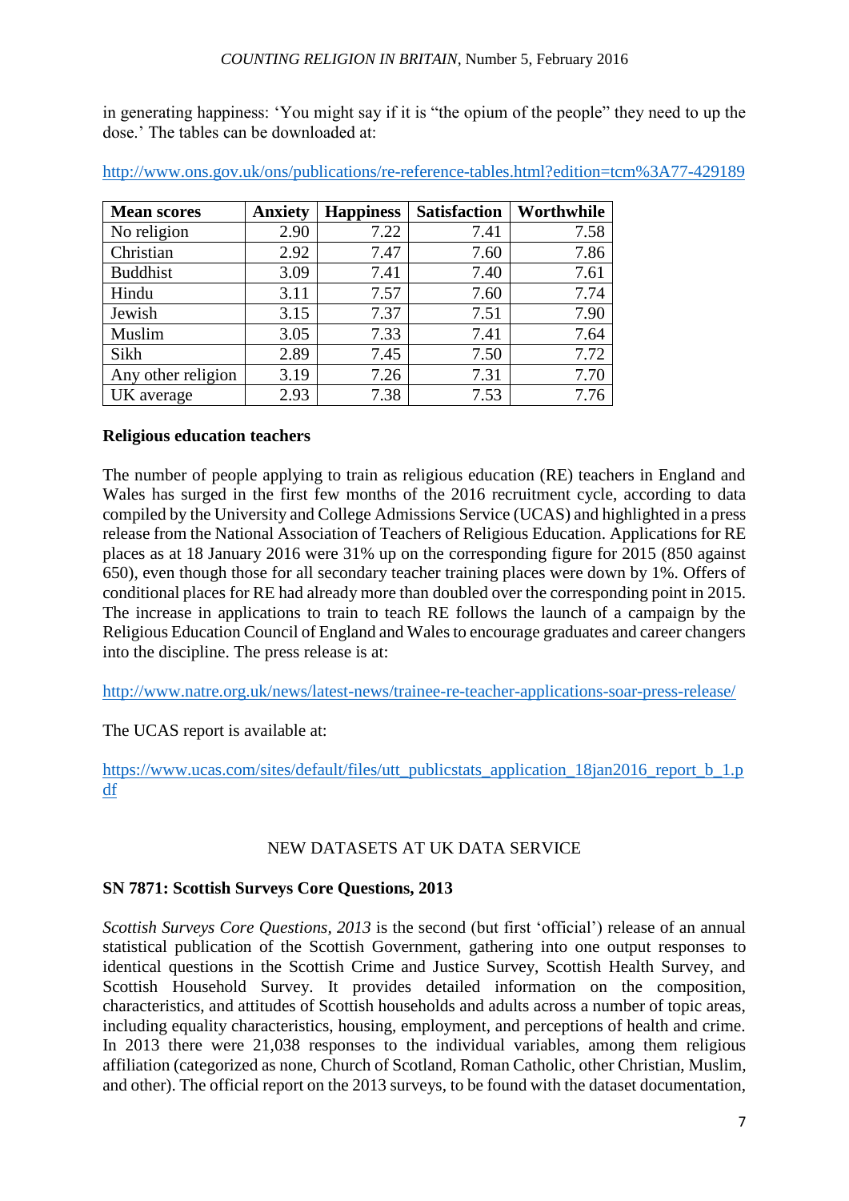in generating happiness: 'You might say if it is "the opium of the people" they need to up the dose.' The tables can be downloaded at:

http://www.ons.gov.uk/ons/publications/re-reference-tables.html?edition=tcm%3A77-429189

| Mean scores | Anxiety | Happiness | Satisfaction | Worthwhile |
|---|---|---|---|---|
| No religion | 2.90 | 7.22 | 7.41 | 7.58 |
| Christian | 2.92 | 7.47 | 7.60 | 7.86 |
| Buddhist | 3.09 | 7.41 | 7.40 | 7.61 |
| Hindu | 3.11 | 7.57 | 7.60 | 7.74 |
| Jewish | 3.15 | 7.37 | 7.51 | 7.90 |
| Muslim | 3.05 | 7.33 | 7.41 | 7.64 |
| Sikh | 2.89 | 7.45 | 7.50 | 7.72 |
| Any other religion | 3.19 | 7.26 | 7.31 | 7.70 |
| UK average | 2.93 | 7.38 | 7.53 | 7.76 |

**Religious education teachers**

The number of people applying to train as religious education (RE) teachers in England and Wales has surged in the first few months of the 2016 recruitment cycle, according to data compiled by the University and College Admissions Service (UCAS) and highlighted in a press release from the National Association of Teachers of Religious Education. Applications for RE places as at 18 January 2016 were 31% up on the corresponding figure for 2015 (850 against 650), even though those for all secondary teacher training places were down by 1%. Offers of conditional places for RE had already more than doubled over the corresponding point in 2015. The increase in applications to train to teach RE follows the launch of a campaign by the Religious Education Council of England and Wales to encourage graduates and career changers into the discipline. The press release is at:

http://www.natre.org.uk/news/latest-news/trainee-re-teacher-applications-soar-press-release/

The UCAS report is available at:

https://www.ucas.com/sites/default/files/utt_publicstats_application_18jan2016_report_b_1.pdf

## NEW DATASETS AT UK DATA SERVICE

**SN 7871: Scottish Surveys Core Questions, 2013**

*Scottish Surveys Core Questions, 2013* is the second (but first 'official') release of an annual statistical publication of the Scottish Government, gathering into one output responses to identical questions in the Scottish Crime and Justice Survey, Scottish Health Survey, and Scottish Household Survey. It provides detailed information on the composition, characteristics, and attitudes of Scottish households and adults across a number of topic areas, including equality characteristics, housing, employment, and perceptions of health and crime. In 2013 there were 21,038 responses to the individual variables, among them religious affiliation (categorized as none, Church of Scotland, Roman Catholic, other Christian, Muslim, and other). The official report on the 2013 surveys, to be found with the dataset documentation,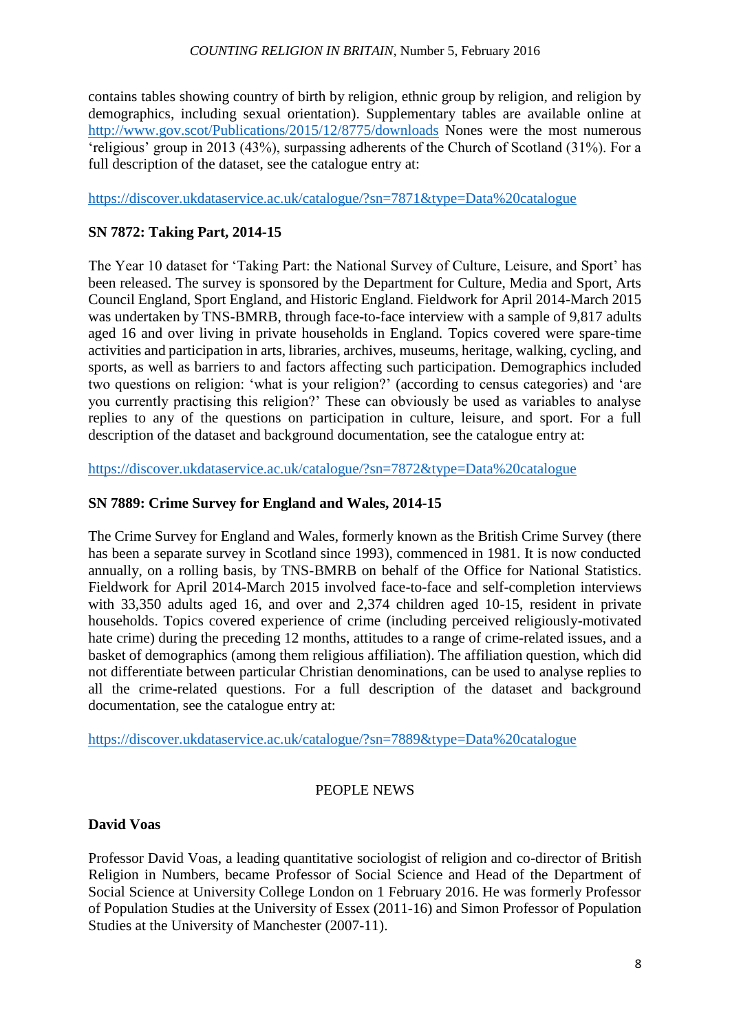contains tables showing country of birth by religion, ethnic group by religion, and religion by demographics, including sexual orientation). Supplementary tables are available online at http://www.gov.scot/Publications/2015/12/8775/downloads Nones were the most numerous 'religious' group in 2013 (43%), surpassing adherents of the Church of Scotland (31%). For a full description of the dataset, see the catalogue entry at:

https://discover.ukdataservice.ac.uk/catalogue/?sn=7871&type=Data%20catalogue

**SN 7872: Taking Part, 2014-15**

The Year 10 dataset for 'Taking Part: the National Survey of Culture, Leisure, and Sport' has been released. The survey is sponsored by the Department for Culture, Media and Sport, Arts Council England, Sport England, and Historic England. Fieldwork for April 2014-March 2015 was undertaken by TNS-BMRB, through face-to-face interview with a sample of 9,817 adults aged 16 and over living in private households in England. Topics covered were spare-time activities and participation in arts, libraries, archives, museums, heritage, walking, cycling, and sports, as well as barriers to and factors affecting such participation. Demographics included two questions on religion: 'what is your religion?' (according to census categories) and 'are you currently practising this religion?' These can obviously be used as variables to analyse replies to any of the questions on participation in culture, leisure, and sport. For a full description of the dataset and background documentation, see the catalogue entry at:

https://discover.ukdataservice.ac.uk/catalogue/?sn=7872&type=Data%20catalogue

**SN 7889: Crime Survey for England and Wales, 2014-15**

The Crime Survey for England and Wales, formerly known as the British Crime Survey (there has been a separate survey in Scotland since 1993), commenced in 1981. It is now conducted annually, on a rolling basis, by TNS-BMRB on behalf of the Office for National Statistics. Fieldwork for April 2014-March 2015 involved face-to-face and self-completion interviews with 33,350 adults aged 16, and over and 2,374 children aged 10-15, resident in private households. Topics covered experience of crime (including perceived religiously-motivated hate crime) during the preceding 12 months, attitudes to a range of crime-related issues, and a basket of demographics (among them religious affiliation). The affiliation question, which did not differentiate between particular Christian denominations, can be used to analyse replies to all the crime-related questions. For a full description of the dataset and background documentation, see the catalogue entry at:

https://discover.ukdataservice.ac.uk/catalogue/?sn=7889&type=Data%20catalogue

## PEOPLE NEWS

**David Voas**

Professor David Voas, a leading quantitative sociologist of religion and co-director of British Religion in Numbers, became Professor of Social Science and Head of the Department of Social Science at University College London on 1 February 2016. He was formerly Professor of Population Studies at the University of Essex (2011-16) and Simon Professor of Population Studies at the University of Manchester (2007-11).